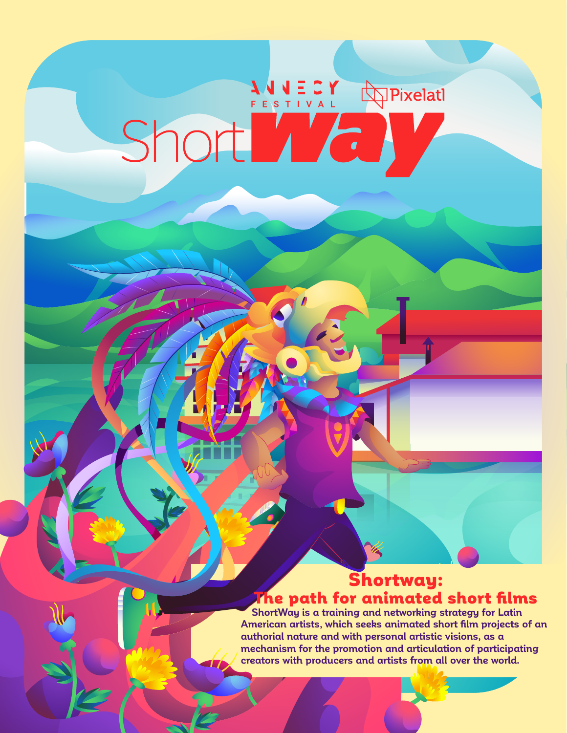ANNECY FESTIVAL

Pixelatl

# ShortWay

## Shortway: The path for animated short films

ShortWay is a training and networking strategy for Latin American artists, which seeks animated short film projects of an authorial nature and with personal artistic visions, as a mechanism for the promotion and articulation of participating creators with producers and artists from all over the world.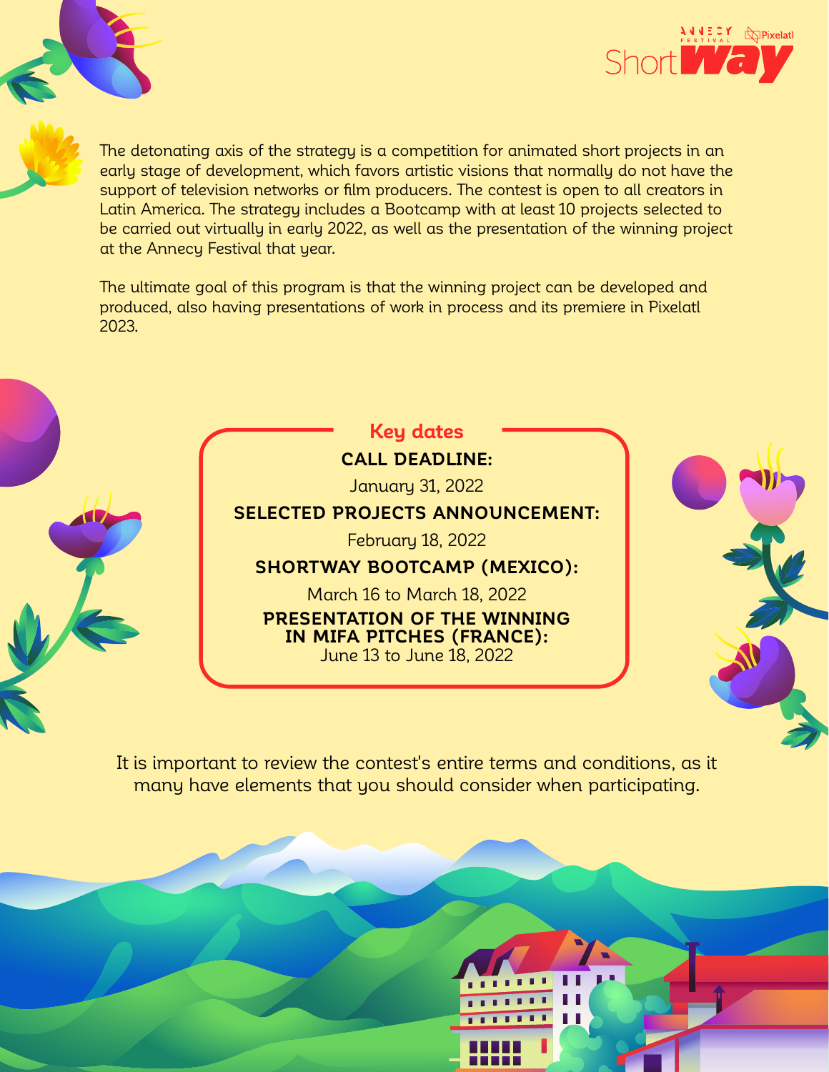The detonating axis of the strategy is a competition for animated short projects in an early stage of development, which favors artistic visions that normally do not have the support of television networks or film producers. The contest is open to all creators in Latin America. The strategy includes a Bootcamp with at least 10 projects selected to be carried out virtually in early 2022, as well as the presentation of the winning project at the Annecy Festival that year.

The ultimate goal of this program is that the winning project can be developed and produced, also having presentations of work in process and its premiere in Pixelatl 2023.

## Key dates

**CALL DEADLINE:**

January 31, 2022

**SELECTED PROJECTS ANNOUNCEMENT:**

February 18, 2022

**SHORTWAY BOOTCAMP (MEXICO):**

March 16 to March 18, 2022

**PRESENTATION OF THE WINNING IN MIFA PITCHES (FRANCE):**

June 13 to June 18, 2022

It is important to review the contest's entire terms and conditions, as it many have elements that you should consider when participating.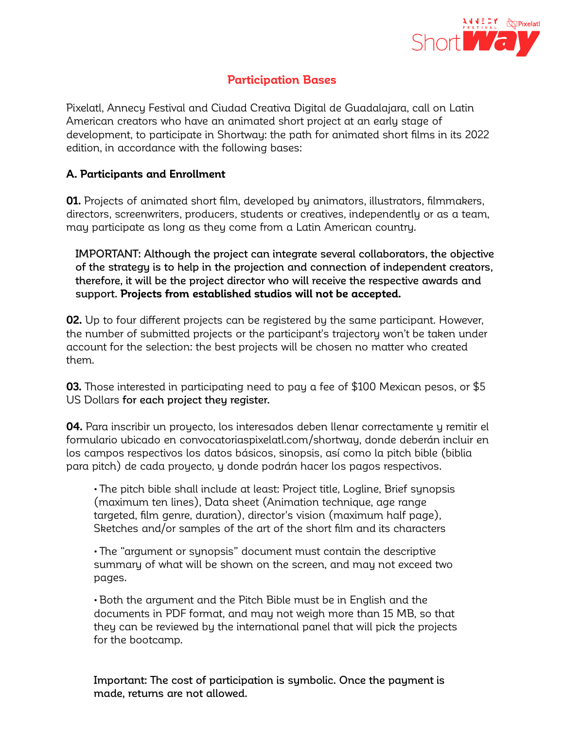## Participation Bases

Pixelatl, Annecy Festival and Ciudad Creativa Digital de Guadalajara, call on Latin American creators who have an animated short project at an early stage of development, to participate in Shortway: the path for animated short films in its 2022 edition, in accordance with the following bases:

### A. Participants and Enrollment

**01.** Projects of animated short film, developed by animators, illustrators, filmmakers, directors, screenwriters, producers, students or creatives, independently or as a team, may participate as long as they come from a Latin American country.

> IMPORTANT: Although the project can integrate several collaborators, the objective of the strategy is to help in the projection and connection of independent creators, therefore, it will be the project director who will receive the respective awards and support. **Projects from established studios will not be accepted.**

**02.** Up to four different projects can be registered by the same participant. However, the number of submitted projects or the participant's trajectory won't be taken under account for the selection: the best projects will be chosen no matter who created them.

**03.** Those interested in participating need to pay a fee of $100 Mexican pesos, or $5 US Dollars **for each project they register.**

**04.** Para inscribir un proyecto, los interesados deben llenar correctamente y remitir el formulario ubicado en convocatoriaspixelatl.com/shortway, donde deberán incluir en los campos respectivos los datos básicos, sinopsis, así como la pitch bible (biblia para pitch) de cada proyecto, y donde podrán hacer los pagos respectivos.

- The pitch bible shall include at least: Project title, Logline, Brief synopsis (maximum ten lines), Data sheet (Animation technique, age range targeted, film genre, duration), director's vision (maximum half page), Sketches and/or samples of the art of the short film and its characters

- The "argument or synopsis" document must contain the descriptive summary of what will be shown on the screen, and may not exceed two pages.

- Both the argument and the Pitch Bible must be in English and the documents in PDF format, and may not weigh more than 15 MB, so that they can be reviewed by the international panel that will pick the projects for the bootcamp.

**Important: The cost of participation is symbolic. Once the payment is made, returns are not allowed.**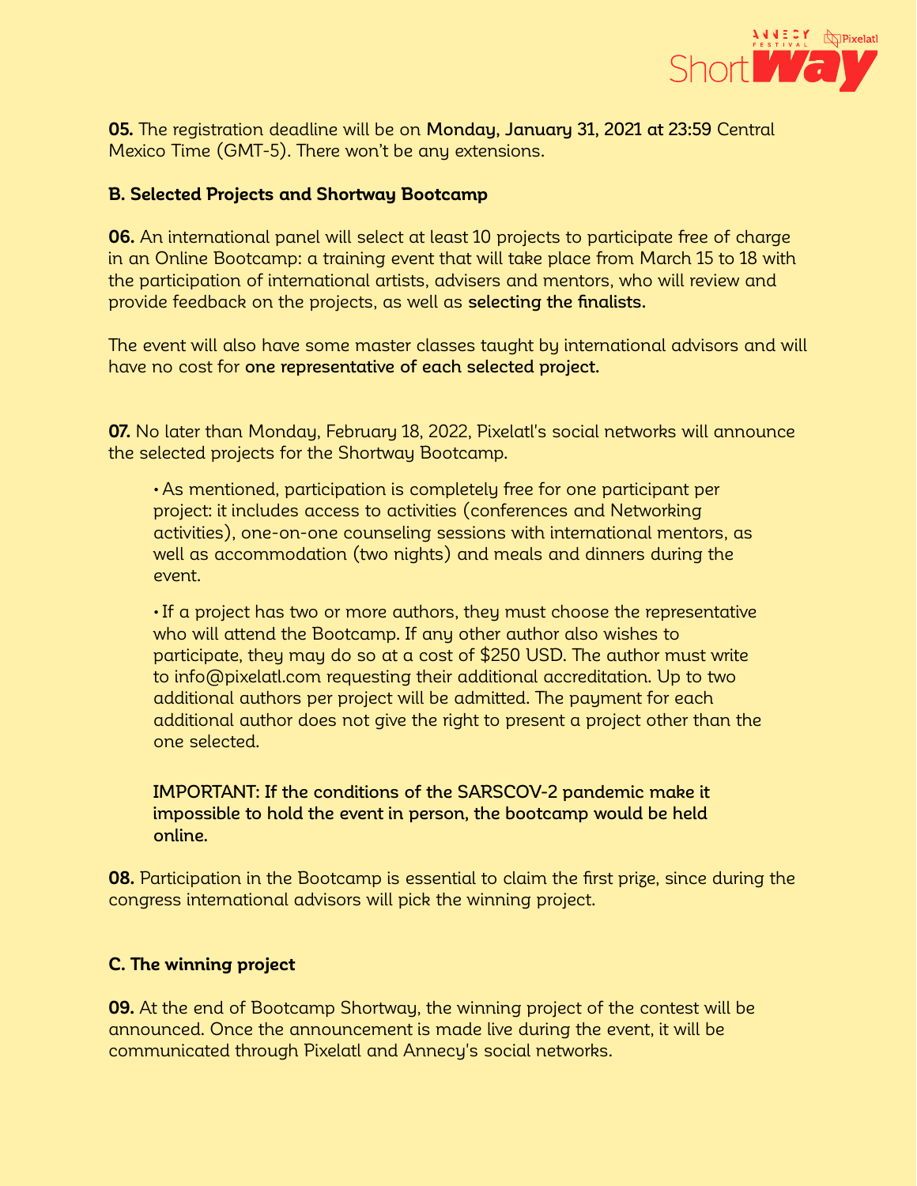**05.** The registration deadline will be on **Monday, January 31, 2021 at 23:59** Central Mexico Time (GMT-5). There won't be any extensions.

**B. Selected Projects and Shortway Bootcamp**

**06.** An international panel will select at least 10 projects to participate free of charge in an Online Bootcamp: a training event that will take place from March 15 to 18 with the participation of international artists, advisers and mentors, who will review and provide feedback on the projects, as well as **selecting the finalists.**

The event will also have some master classes taught by international advisors and will have no cost for **one representative of each selected project.**

**07.** No later than Monday, February 18, 2022, Pixelatl's social networks will announce the selected projects for the Shortway Bootcamp.

- As mentioned, participation is completely free for one participant per project: it includes access to activities (conferences and Networking activities), one-on-one counseling sessions with international mentors, as well as accommodation (two nights) and meals and dinners during the event.
- If a project has two or more authors, they must choose the representative who will attend the Bootcamp. If any other author also wishes to participate, they may do so at a cost of $250 USD. The author must write to info@pixelatl.com requesting their additional accreditation. Up to two additional authors per project will be admitted. The payment for each additional author does not give the right to present a project other than the one selected.

**IMPORTANT: If the conditions of the SARSCOV-2 pandemic make it impossible to hold the event in person, the bootcamp would be held online.**

**08.** Participation in the Bootcamp is essential to claim the first prize, since during the congress international advisors will pick the winning project.

**C. The winning project**

**09.** At the end of Bootcamp Shortway, the winning project of the contest will be announced. Once the announcement is made live during the event, it will be communicated through Pixelatl and Annecy's social networks.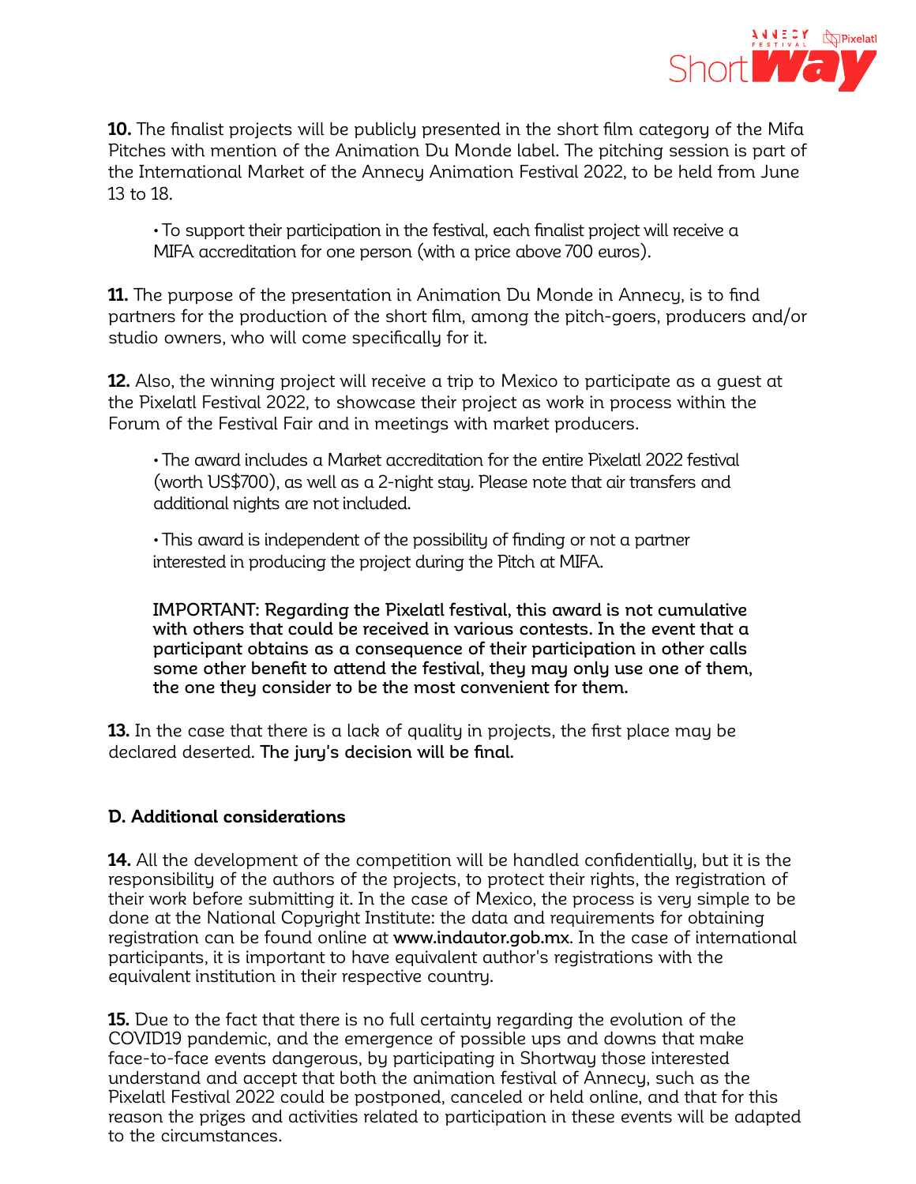**10.** The finalist projects will be publicly presented in the short film category of the Mifa Pitches with mention of the Animation Du Monde label. The pitching session is part of the International Market of the Annecy Animation Festival 2022, to be held from June 13 to 18.

- To support their participation in the festival, each finalist project will receive a MIFA accreditation for one person (with a price above 700 euros).

**11.** The purpose of the presentation in Animation Du Monde in Annecy, is to find partners for the production of the short film, among the pitch-goers, producers and/or studio owners, who will come specifically for it.

**12.** Also, the winning project will receive a trip to Mexico to participate as a guest at the Pixelatl Festival 2022, to showcase their project as work in process within the Forum of the Festival Fair and in meetings with market producers.

- The award includes a Market accreditation for the entire Pixelatl 2022 festival (worth US$700), as well as a 2-night stay. Please note that air transfers and additional nights are not included.

- This award is independent of the possibility of finding or not a partner interested in producing the project during the Pitch at MIFA.

**IMPORTANT: Regarding the Pixelatl festival, this award is not cumulative with others that could be received in various contests. In the event that a participant obtains as a consequence of their participation in other calls some other benefit to attend the festival, they may only use one of them, the one they consider to be the most convenient for them.**

**13.** In the case that there is a lack of quality in projects, the first place may be declared deserted. **The jury's decision will be final.**

### D. Additional considerations

**14.** All the development of the competition will be handled confidentially, but it is the responsibility of the authors of the projects, to protect their rights, the registration of their work before submitting it. In the case of Mexico, the process is very simple to be done at the National Copyright Institute: the data and requirements for obtaining registration can be found online at **www.indautor.gob.mx**. In the case of international participants, it is important to have equivalent author's registrations with the equivalent institution in their respective country.

**15.** Due to the fact that there is no full certainty regarding the evolution of the COVID19 pandemic, and the emergence of possible ups and downs that make face-to-face events dangerous, by participating in Shortway those interested understand and accept that both the animation festival of Annecy, such as the Pixelatl Festival 2022 could be postponed, canceled or held online, and that for this reason the prizes and activities related to participation in these events will be adapted to the circumstances.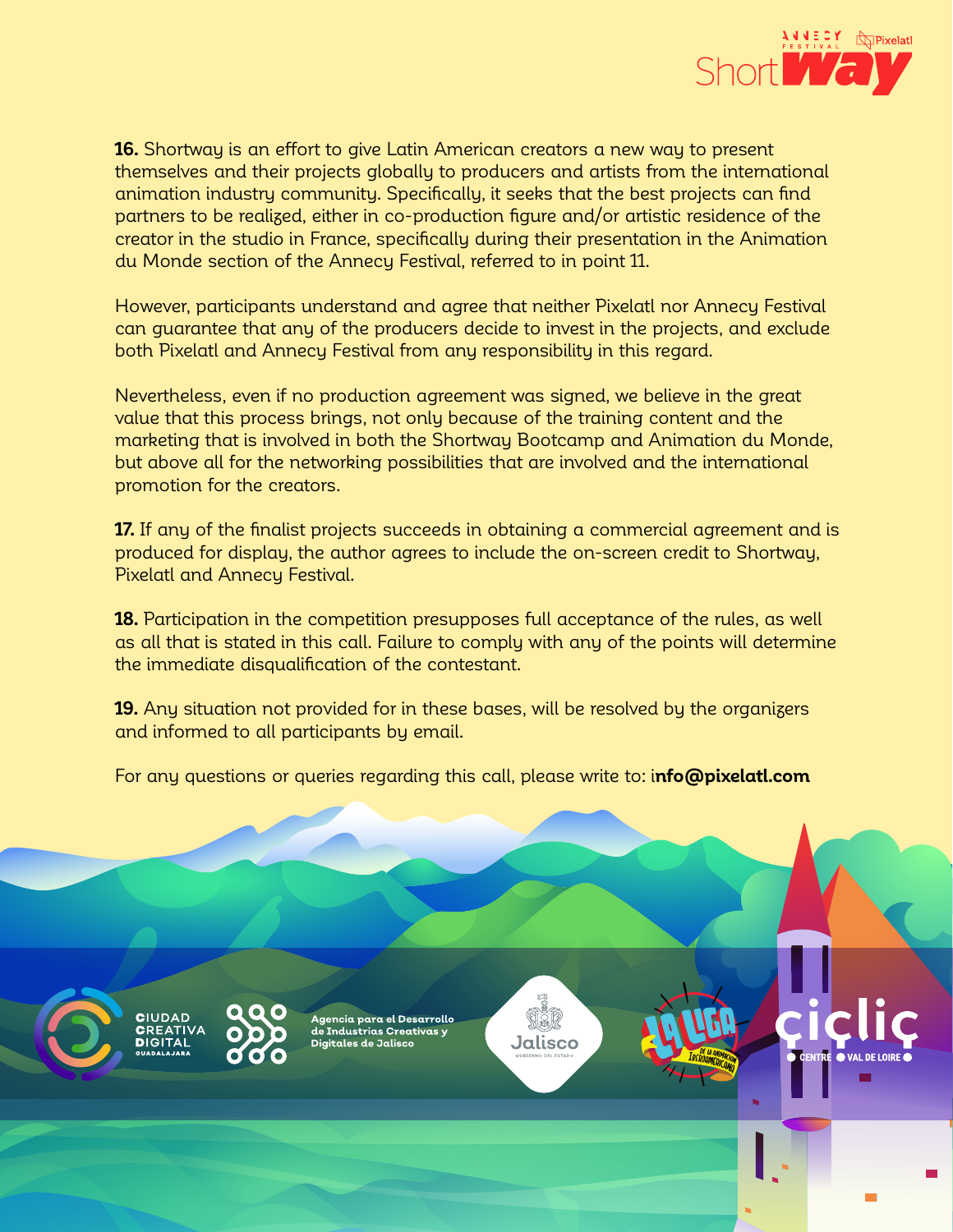**16.** Shortway is an effort to give Latin American creators a new way to present themselves and their projects globally to producers and artists from the international animation industry community. Specifically, it seeks that the best projects can find partners to be realized, either in co-production figure and/or artistic residence of the creator in the studio in France, specifically during their presentation in the Animation du Monde section of the Annecy Festival, referred to in point 11.

However, participants understand and agree that neither Pixelatl nor Annecy Festival can guarantee that any of the producers decide to invest in the projects, and exclude both Pixelatl and Annecy Festival from any responsibility in this regard.

Nevertheless, even if no production agreement was signed, we believe in the great value that this process brings, not only because of the training content and the marketing that is involved in both the Shortway Bootcamp and Animation du Monde, but above all for the networking possibilities that are involved and the international promotion for the creators.

**17.** If any of the finalist projects succeeds in obtaining a commercial agreement and is produced for display, the author agrees to include the on-screen credit to Shortway, Pixelatl and Annecy Festival.

**18.** Participation in the competition presupposes full acceptance of the rules, as well as all that is stated in this call. Failure to comply with any of the points will determine the immediate disqualification of the contestant.

**19.** Any situation not provided for in these bases, will be resolved by the organizers and informed to all participants by email.

For any questions or queries regarding this call, please write to: i**nfo@pixelatl.com**